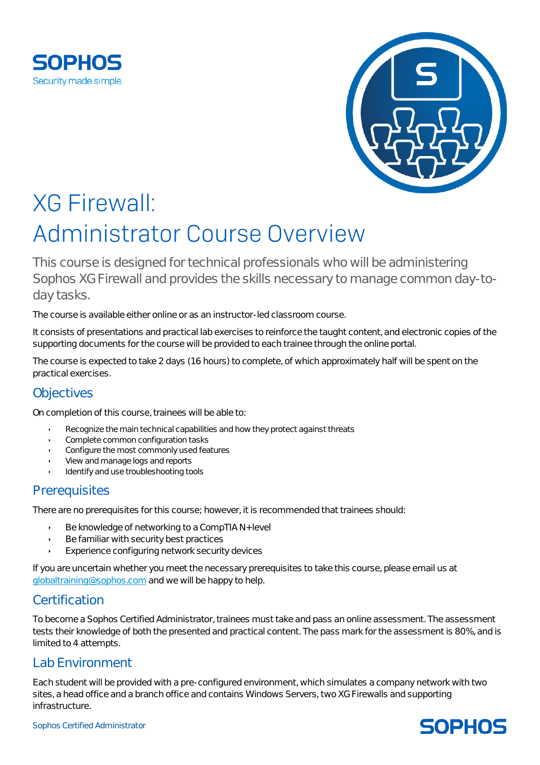SOPHOS

Security made simple.

# XG Firewall: Administrator Course Overview

This course is designed for technical professionals who will be administering Sophos XG Firewall and provides the skills necessary to manage common day-to-day tasks.

The course is available either online or as an instructor-led classroom course.

It consists of presentations and practical lab exercises to reinforce the taught content, and electronic copies of the supporting documents for the course will be provided to each trainee through the online portal.

The course is expected to take 2 days (16 hours) to complete, of which approximately half will be spent on the practical exercises.

## Objectives

On completion of this course, trainees will be able to:

- Recognize the main technical capabilities and how they protect against threats
- Complete common configuration tasks
- Configure the most commonly used features
- View and manage logs and reports
- Identify and use troubleshooting tools

## Prerequisites

There are no prerequisites for this course; however, it is recommended that trainees should:

- Be knowledge of networking to a CompTIA N+ level
- Be familiar with security best practices
- Experience configuring network security devices

If you are uncertain whether you meet the necessary prerequisites to take this course, please email us at globaltraining@sophos.com and we will be happy to help.

## Certification

To become a Sophos Certified Administrator, trainees must take and pass an online assessment. The assessment tests their knowledge of both the presented and practical content. The pass mark for the assessment is 80%, and is limited to 4 attempts.

## Lab Environment

Each student will be provided with a pre-configured environment, which simulates a company network with two sites, a head office and a branch office and contains Windows Servers, two XG Firewalls and supporting infrastructure.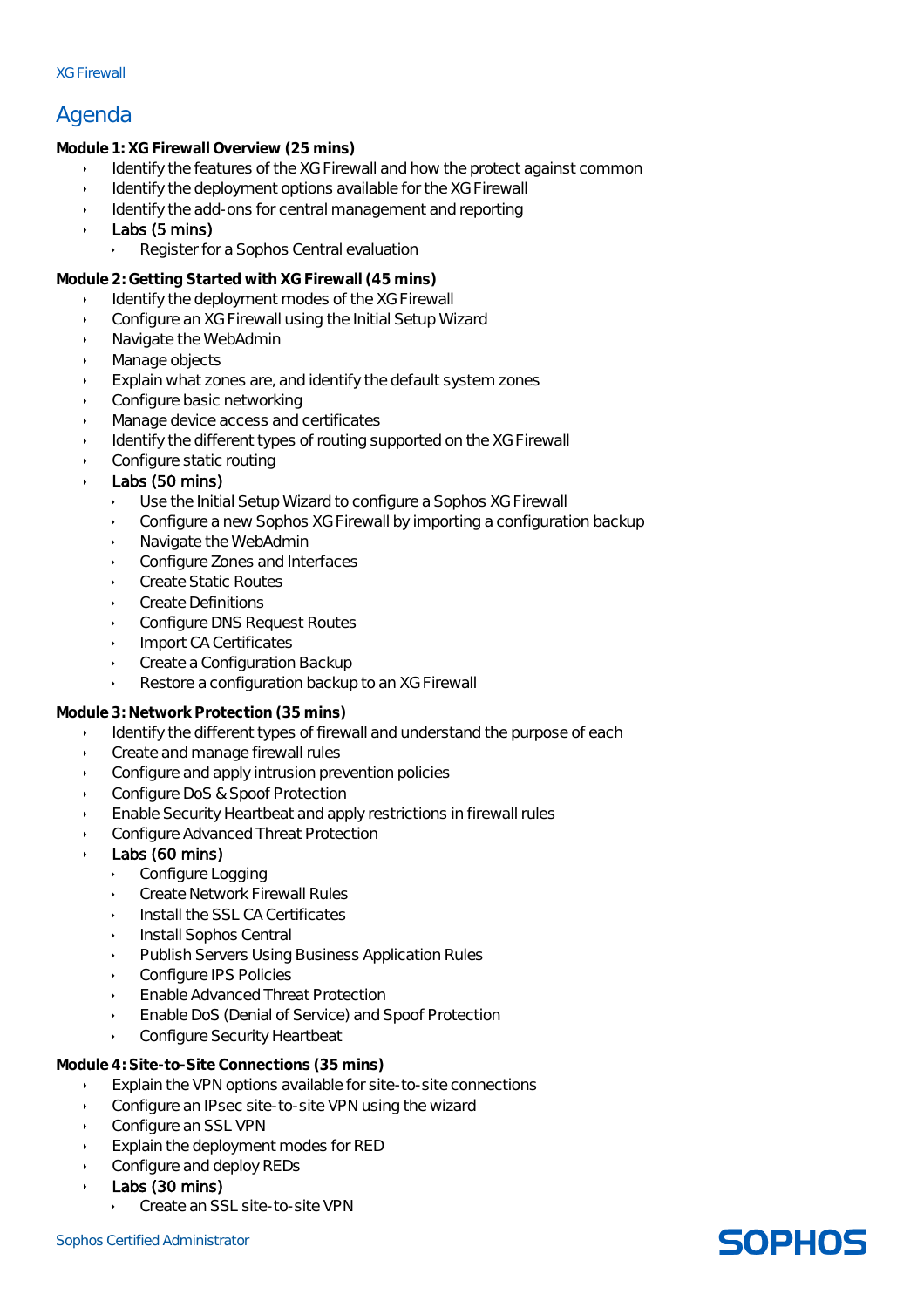## Agenda

**Module 1: XG Firewall Overview (25 mins)**

- Identify the features of the XG Firewall and how the protect against common
- Identify the deployment options available for the XG Firewall
- Identify the add-ons for central management and reporting
- Labs (5 mins)
  - Register for a Sophos Central evaluation

**Module 2: Getting Started with XG Firewall (45 mins)**

- Identify the deployment modes of the XG Firewall
- Configure an XG Firewall using the Initial Setup Wizard
- Navigate the WebAdmin
- Manage objects
- Explain what zones are, and identify the default system zones
- Configure basic networking
- Manage device access and certificates
- Identify the different types of routing supported on the XG Firewall
- Configure static routing
- Labs (50 mins)
  - Use the Initial Setup Wizard to configure a Sophos XG Firewall
  - Configure a new Sophos XG Firewall by importing a configuration backup
  - Navigate the WebAdmin
  - Configure Zones and Interfaces
  - Create Static Routes
  - Create Definitions
  - Configure DNS Request Routes
  - Import CA Certificates
  - Create a Configuration Backup
  - Restore a configuration backup to an XG Firewall

**Module 3: Network Protection (35 mins)**

- Identify the different types of firewall and understand the purpose of each
- Create and manage firewall rules
- Configure and apply intrusion prevention policies
- Configure DoS & Spoof Protection
- Enable Security Heartbeat and apply restrictions in firewall rules
- Configure Advanced Threat Protection
- Labs (60 mins)
  - Configure Logging
  - Create Network Firewall Rules
  - Install the SSL CA Certificates
  - Install Sophos Central
  - Publish Servers Using Business Application Rules
  - Configure IPS Policies
  - Enable Advanced Threat Protection
  - Enable DoS (Denial of Service) and Spoof Protection
  - Configure Security Heartbeat

**Module 4: Site-to-Site Connections (35 mins)**

- Explain the VPN options available for site-to-site connections
- Configure an IPsec site-to-site VPN using the wizard
- Configure an SSL VPN
- Explain the deployment modes for RED
- Configure and deploy REDs
- Labs (30 mins)
  - Create an SSL site-to-site VPN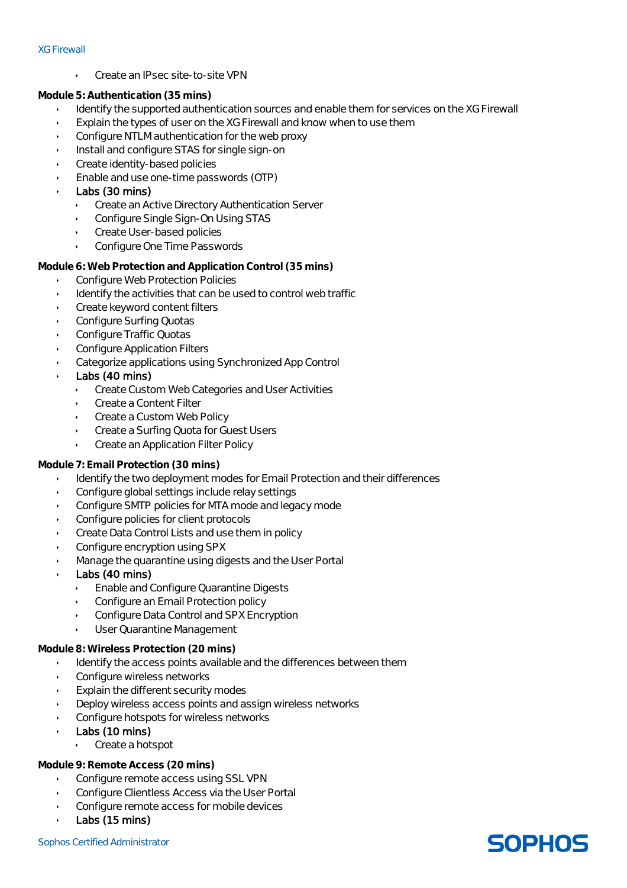- Create an IPsec site-to-site VPN

**Module 5: Authentication (35 mins)**

- Identify the supported authentication sources and enable them for services on the XG Firewall
- Explain the types of user on the XG Firewall and know when to use them
- Configure NTLM authentication for the web proxy
- Install and configure STAS for single sign-on
- Create identity-based policies
- Enable and use one-time passwords (OTP)
- Labs (30 mins)
    - Create an Active Directory Authentication Server
    - Configure Single Sign-On Using STAS
    - Create User-based policies
    - Configure One Time Passwords

**Module 6: Web Protection and Application Control (35 mins)**

- Configure Web Protection Policies
- Identify the activities that can be used to control web traffic
- Create keyword content filters
- Configure Surfing Quotas
- Configure Traffic Quotas
- Configure Application Filters
- Categorize applications using Synchronized App Control
- Labs (40 mins)
    - Create Custom Web Categories and User Activities
    - Create a Content Filter
    - Create a Custom Web Policy
    - Create a Surfing Quota for Guest Users
    - Create an Application Filter Policy

**Module 7: Email Protection (30 mins)**

- Identify the two deployment modes for Email Protection and their differences
- Configure global settings include relay settings
- Configure SMTP policies for MTA mode and legacy mode
- Configure policies for client protocols
- Create Data Control Lists and use them in policy
- Configure encryption using SPX
- Manage the quarantine using digests and the User Portal
- Labs (40 mins)
    - Enable and Configure Quarantine Digests
    - Configure an Email Protection policy
    - Configure Data Control and SPX Encryption
    - User Quarantine Management

**Module 8: Wireless Protection (20 mins)**

- Identify the access points available and the differences between them
- Configure wireless networks
- Explain the different security modes
- Deploy wireless access points and assign wireless networks
- Configure hotspots for wireless networks
- Labs (10 mins)
    - Create a hotspot

**Module 9: Remote Access (20 mins)**

- Configure remote access using SSL VPN
- Configure Clientless Access via the User Portal
- Configure remote access for mobile devices
- Labs (15 mins)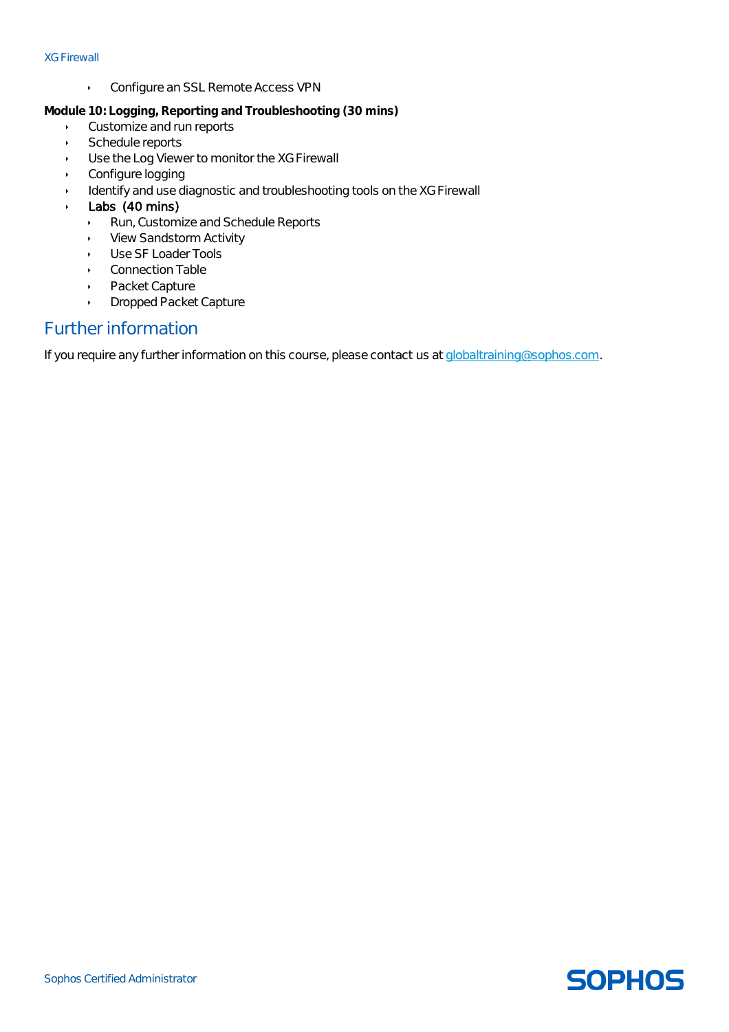- Configure an SSL Remote Access VPN

**Module 10: Logging, Reporting and Troubleshooting (30 mins)**

- Customize and run reports
- Schedule reports
- Use the Log Viewer to monitor the XG Firewall
- Configure logging
- Identify and use diagnostic and troubleshooting tools on the XG Firewall
- Labs (40 mins)
  - Run, Customize and Schedule Reports
  - View Sandstorm Activity
  - Use SF Loader Tools
  - Connection Table
  - Packet Capture
  - Dropped Packet Capture

## Further information

If you require any further information on this course, please contact us at globaltraining@sophos.com.